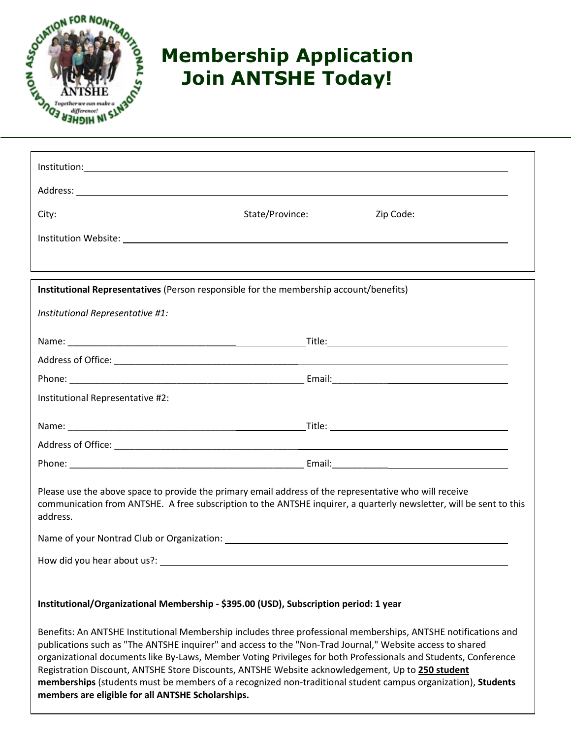# Membership Application
# Join ANTSHE Today!

Institution: ______________________________________________

Address: ______________________________________________

City: ____________________ State/Province: __________ Zip Code: __________

Institution Website: ______________________________________________

**Institutional Representatives** (Person responsible for the membership account/benefits)

*Institutional Representative #1:*

Name: ______________________ Title: ______________________

Address of Office: ______________________________________________

Phone: ______________________ Email: ______________________

Institutional Representative #2:

Name: ______________________ Title: ______________________

Address of Office: ______________________________________________

Phone: ______________________ Email: ______________________

Please use the above space to provide the primary email address of the representative who will receive communication from ANTSHE. A free subscription to the ANTSHE inquirer, a quarterly newsletter, will be sent to this address.

Name of your Nontrad Club or Organization: ______________________________________________

How did you hear about us?: ______________________________________________

**Institutional/Organizational Membership - $395.00 (USD), Subscription period: 1 year**

Benefits: An ANTSHE Institutional Membership includes three professional memberships, ANTSHE notifications and publications such as "The ANTSHE inquirer" and access to the "Non-Trad Journal," Website access to shared organizational documents like By-Laws, Member Voting Privileges for both Professionals and Students, Conference Registration Discount, ANTSHE Store Discounts, ANTSHE Website acknowledgement, Up to **250 student memberships** (students must be members of a recognized non-traditional student campus organization), **Students members are eligible for all ANTSHE Scholarships.**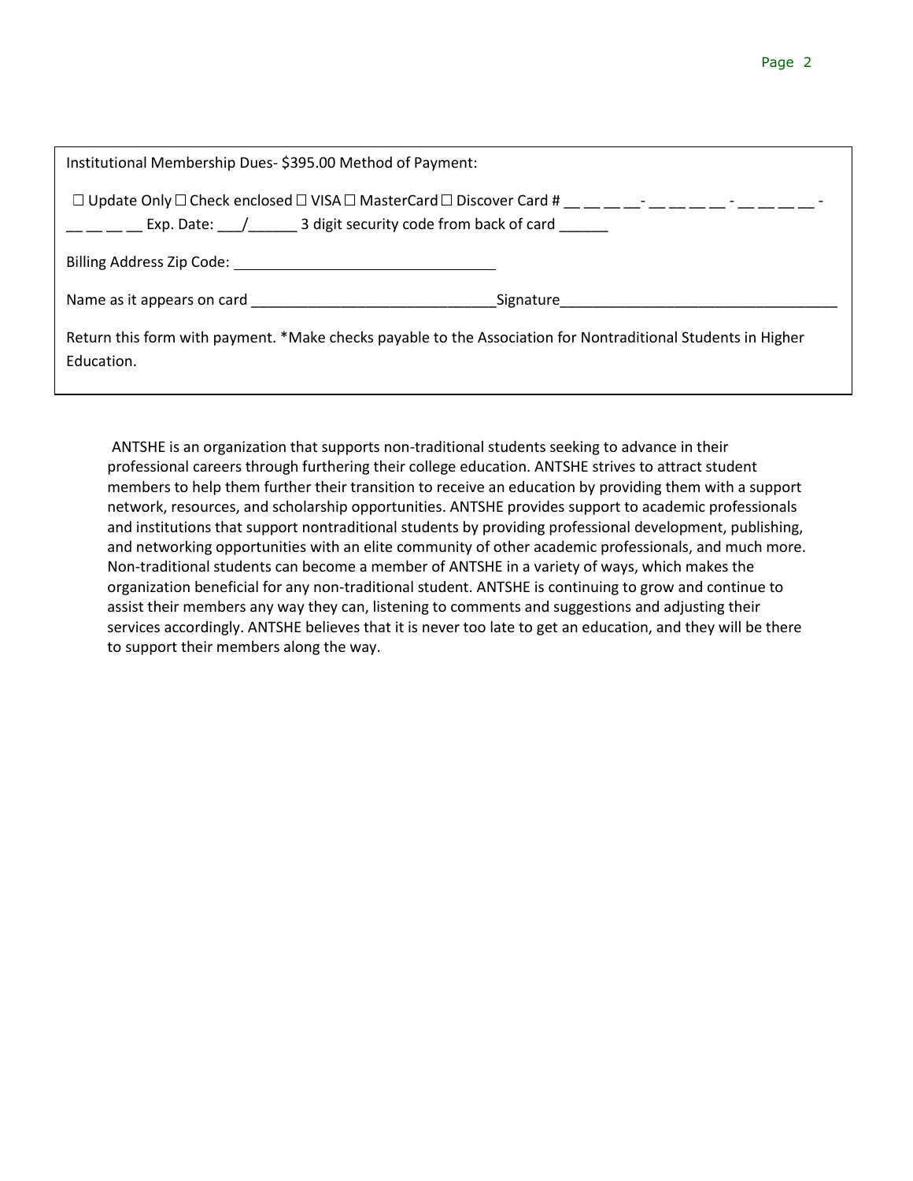Institutional Membership Dues- $395.00 Method of Payment:

☐ Update Only ☐ Check enclosed ☐ VISA ☐ MasterCard ☐ Discover Card # __ __ __ __- __ __ __ __ - __ __ __ __ - __ __ __ __ Exp. Date: ___/______ 3 digit security code from back of card ______

Billing Address Zip Code: ______________________________

Name as it appears on card ______________________________Signature__________________________________

Return this form with payment. *Make checks payable to the Association for Nontraditional Students in Higher Education.

ANTSHE is an organization that supports non-traditional students seeking to advance in their professional careers through furthering their college education. ANTSHE strives to attract student members to help them further their transition to receive an education by providing them with a support network, resources, and scholarship opportunities. ANTSHE provides support to academic professionals and institutions that support nontraditional students by providing professional development, publishing, and networking opportunities with an elite community of other academic professionals, and much more. Non-traditional students can become a member of ANTSHE in a variety of ways, which makes the organization beneficial for any non-traditional student. ANTSHE is continuing to grow and continue to assist their members any way they can, listening to comments and suggestions and adjusting their services accordingly. ANTSHE believes that it is never too late to get an education, and they will be there to support their members along the way.